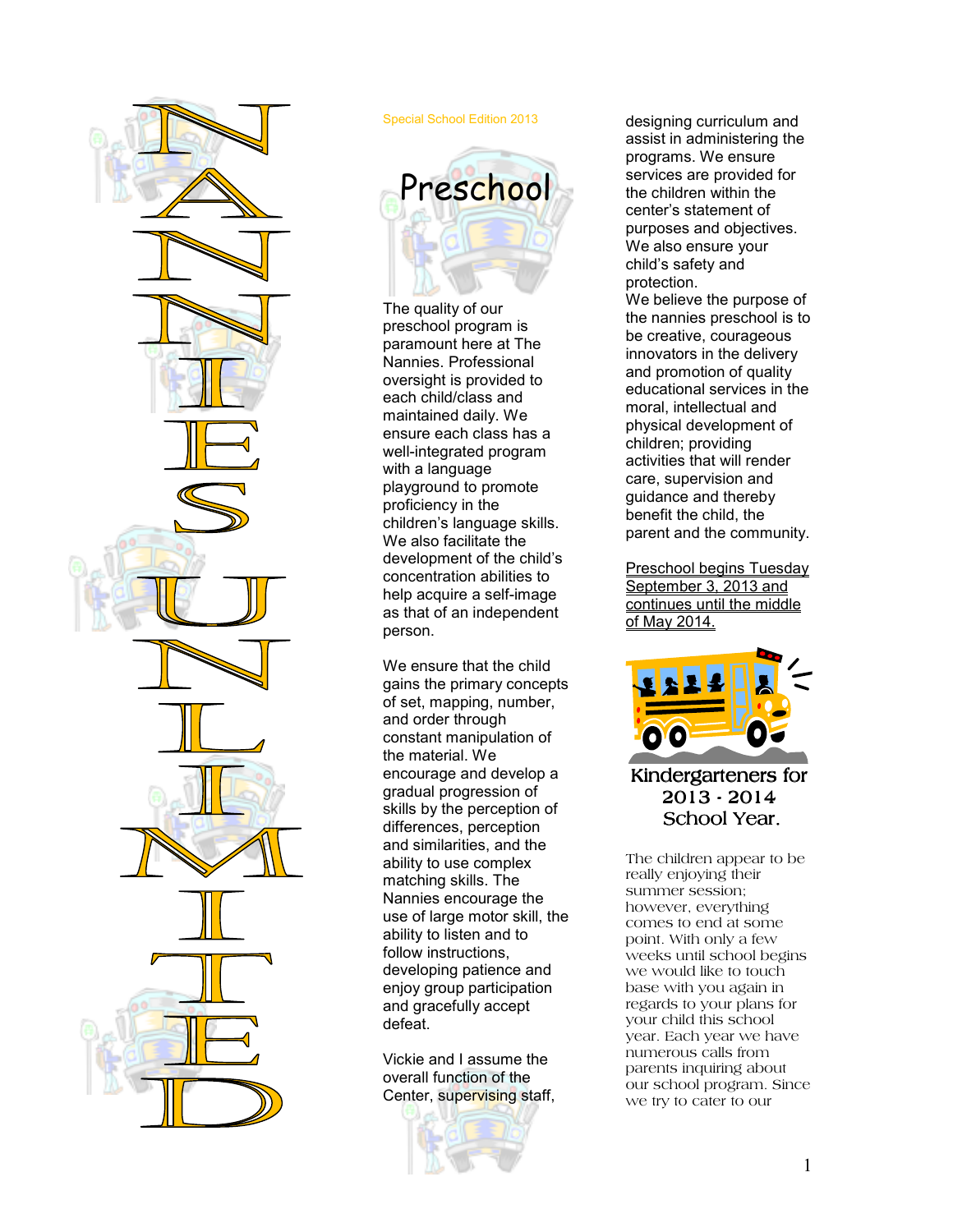# NANNIES UNLIMITED

Special School Edition 2013

## Preschool

The quality of our preschool program is paramount here at The Nannies. Professional oversight is provided to each child/class and maintained daily. We ensure each class has a well-integrated program with a language playground to promote proficiency in the children's language skills. We also facilitate the development of the child's concentration abilities to help acquire a self-image as that of an independent person.

We ensure that the child gains the primary concepts of set, mapping, number, and order through constant manipulation of the material. We encourage and develop a gradual progression of skills by the perception of differences, perception and similarities, and the ability to use complex matching skills. The Nannies encourage the use of large motor skill, the ability to listen and to follow instructions, developing patience and enjoy group participation and gracefully accept defeat.

Vickie and I assume the overall function of the Center, supervising staff, designing curriculum and assist in administering the programs. We ensure services are provided for the children within the center's statement of purposes and objectives. We also ensure your child's safety and protection.

We believe the purpose of the nannies preschool is to be creative, courageous innovators in the delivery and promotion of quality educational services in the moral, intellectual and physical development of children; providing activities that will render care, supervision and guidance and thereby benefit the child, the parent and the community.

Preschool begins Tuesday September 3, 2013 and continues until the middle of May 2014.

## Kindergarteners for 2013 - 2014 School Year.

The children appear to be really enjoying their summer session; however, everything comes to end at some point. With only a few weeks until school begins we would like to touch base with you again in regards to your plans for your child this school year. Each year we have numerous calls from parents inquiring about our school program. Since we try to cater to our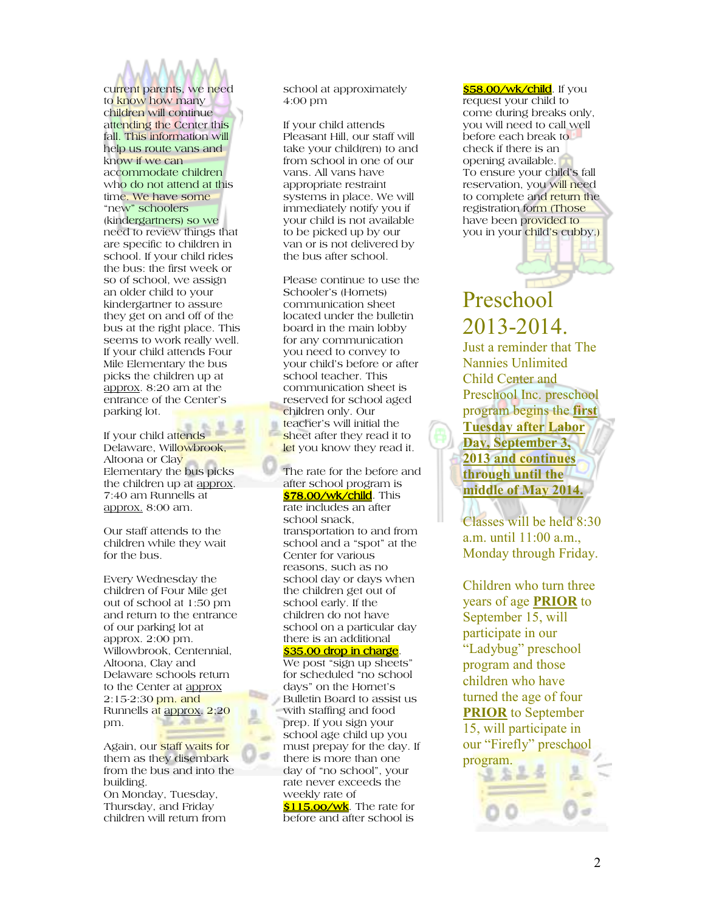current parents, we need to know how many children will continue attending the Center this fall. This information will help us route vans and know if we can accommodate children who do not attend at this time. We have some "new" schoolers (kindergartners) so we need to review things that are specific to children in school. If your child rides the bus: the first week or so of school, we assign an older child to your kindergartner to assure they get on and off of the bus at the right place. This seems to work really well. If your child attends Four Mile Elementary the bus picks the children up at approx. 8:20 am at the entrance of the Center's parking lot.

If your child attends Delaware, Willowbrook, Altoona or Clay Elementary the bus picks the children up at approx. 7:40 am Runnells at approx. 8:00 am.

Our staff attends to the children while they wait for the bus.

Every Wednesday the children of Four Mile get out of school at 1:50 pm and return to the entrance of our parking lot at approx. 2:00 pm. Willowbrook, Centennial, Altoona, Clay and Delaware schools return to the Center at approx 2:15-2:30 pm. and Runnells at approx. 2;20 pm.

Again, our staff waits for them as they disembark from the bus and into the building.

On Monday, Tuesday, Thursday, and Friday children will return from school at approximately 4:00 pm

If your child attends Pleasant Hill, our staff will take your child(ren) to and from school in one of our vans. All vans have appropriate restraint systems in place. We will immediately notify you if your child is not available to be picked up by our van or is not delivered by the bus after school.

Please continue to use the Schooler's (Hornets) communication sheet located under the bulletin board in the main lobby for any communication you need to convey to your child's before or after school teacher. This communication sheet is reserved for school aged children only. Our teacher's will initial the sheet after they read it to let you know they read it.

The rate for the before and after school program is **$78.00/wk/child**. This rate includes an after school snack, transportation to and from school and a "spot" at the Center for various reasons, such as no school day or days when the children get out of school early. If the children do not have school on a particular day there is an additional **$35.00 drop in charge**. We post "sign up sheets" for scheduled "no school days" on the Hornet's Bulletin Board to assist us with staffing and food prep. If you sign your school age child up you must prepay for the day. If there is more than one day of "no school", your rate never exceeds the weekly rate of **$115.00/wk**. The rate for before and after school is **$58.00/wk/child**. If you request your child to come during breaks only, you will need to call well before each break to check if there is an opening available.

To ensure your child's fall reservation, you will need to complete and return the registration form (Those have been provided to you in your child's cubby.)

# Preschool 2013-2014.

Just a reminder that The Nannies Unlimited Child Center and Preschool Inc. preschool program begins the **first Tuesday after Labor Day, September 3, 2013 and continues through until the middle of May 2014.**

Classes will be held 8:30 a.m. until 11:00 a.m., Monday through Friday.

Children who turn three years of age **PRIOR** to September 15, will participate in our "Ladybug" preschool program and those children who have turned the age of four **PRIOR** to September 15, will participate in our "Firefly" preschool program.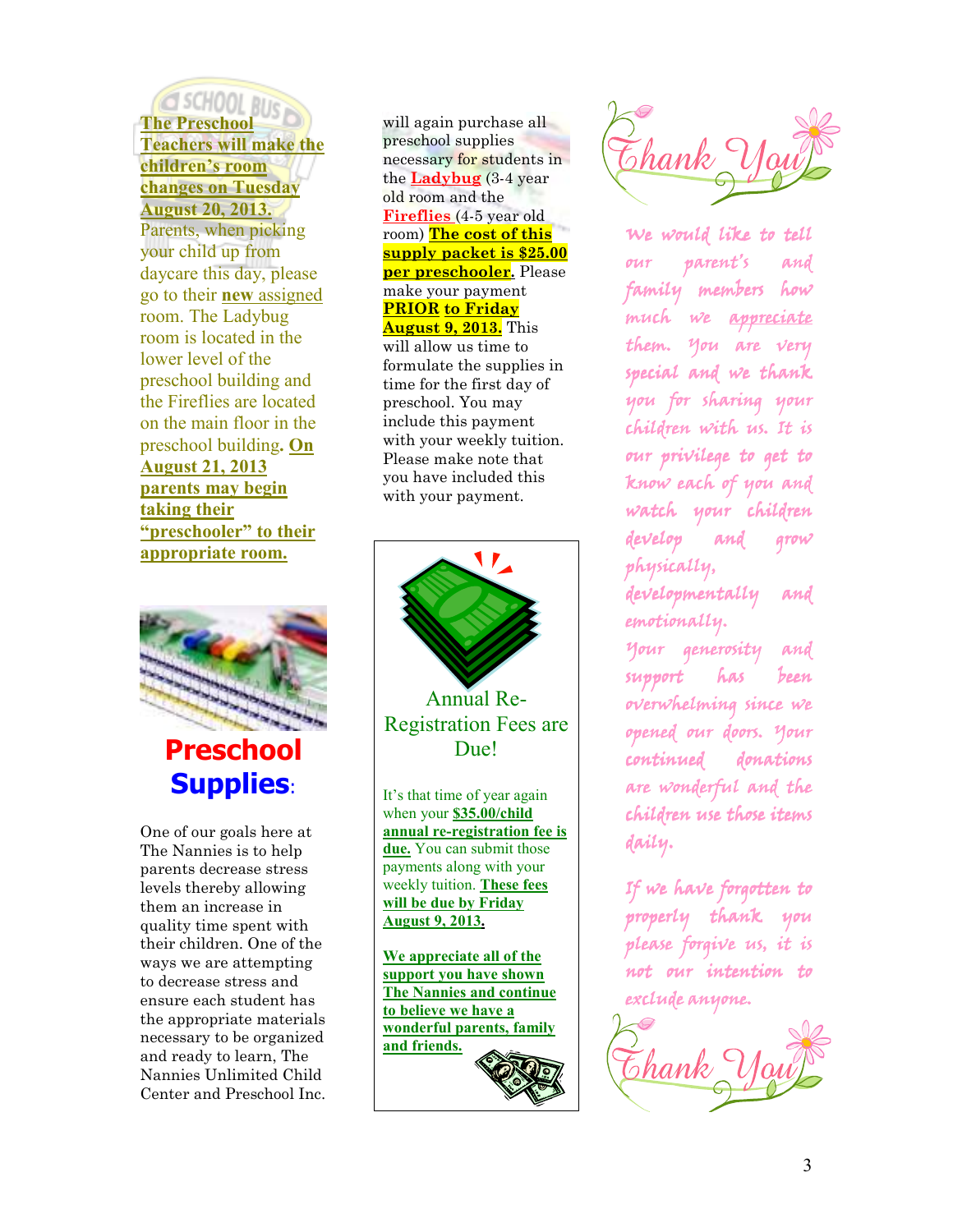**The Preschool Teachers will make the children's room changes on Tuesday August 20, 2013.** Parents, when picking your child up from daycare this day, please go to their **new** assigned room. The Ladybug room is located in the lower level of the preschool building and the Fireflies are located on the main floor in the preschool building. **On August 21, 2013 parents may begin taking their "preschooler" to their appropriate room.**

# Preschool Supplies:

One of our goals here at The Nannies is to help parents decrease stress levels thereby allowing them an increase in quality time spent with their children. One of the ways we are attempting to decrease stress and ensure each student has the appropriate materials necessary to be organized and ready to learn, The Nannies Unlimited Child Center and Preschool Inc. will again purchase all preschool supplies necessary for students in the **Ladybug** (3-4 year old room and the **Fireflies** (4-5 year old room) **The cost of this supply packet is $25.00 per preschooler.** Please make your payment **PRIOR to Friday August 9, 2013.** This will allow us time to formulate the supplies in time for the first day of preschool. You may include this payment with your weekly tuition. Please make note that you have included this with your payment.

## Annual Re-Registration Fees are Due!

It's that time of year again when your **$35.00/child annual re-registration fee is due.** You can submit those payments along with your weekly tuition. **These fees will be due by Friday August 9, 2013.**

**We appreciate all of the support you have shown The Nannies and continue to believe we have a wonderful parents, family and friends.**

## Thank You

*We would like to tell our parent's and family members how much we appreciate them. You are very special and we thank you for sharing your children with us. It is our privilege to get to know each of you and watch your children develop and grow physically, developmentally and emotionally.*

*Your generosity and support has been overwhelming since we opened our doors. Your continued donations are wonderful and the children use those items daily.*

*If we have forgotten to properly thank you please forgive us, it is not our intention to exclude anyone.*

## Thank You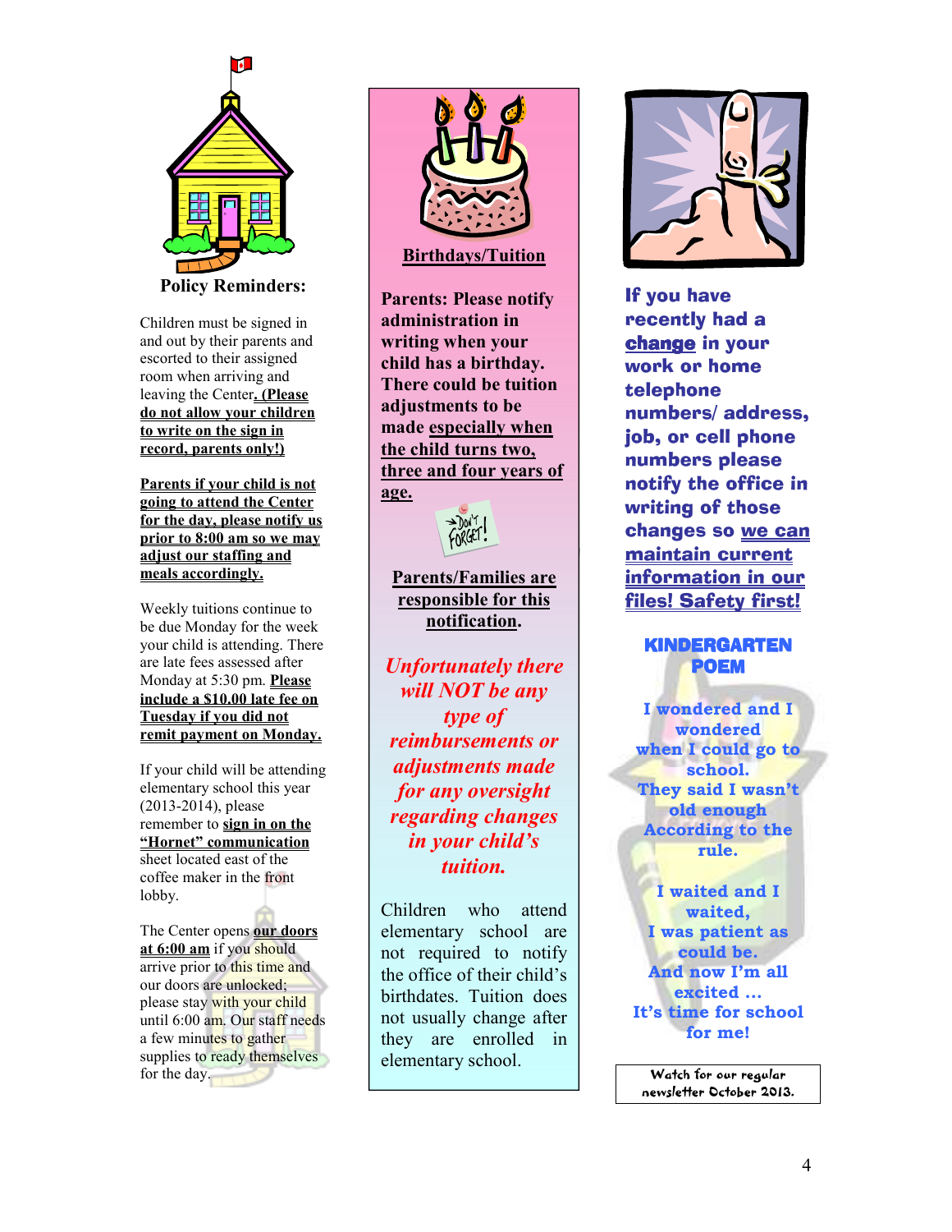## Policy Reminders:

Children must be signed in and out by their parents and escorted to their assigned room when arriving and leaving the Center**, (Please do not allow your children to write on the sign in record, parents only!)**

**Parents if your child is not going to attend the Center for the day, please notify us prior to 8:00 am so we may adjust our staffing and meals accordingly.**

Weekly tuitions continue to be due Monday for the week your child is attending. There are late fees assessed after Monday at 5:30 pm. **Please include a $10.00 late fee on Tuesday if you did not remit payment on Monday.**

If your child will be attending elementary school this year (2013-2014), please remember to **sign in on the "Hornet" communication** sheet located east of the coffee maker in the front lobby.

The Center opens **our doors at 6:00 am** if you should arrive prior to this time and our doors are unlocked; please stay with your child until 6:00 am. Our staff needs a few minutes to gather supplies to ready themselves for the day.

## Birthdays/Tuition

**Parents: Please notify administration in writing when your child has a birthday. There could be tuition adjustments to be made especially when the child turns two, three and four years of age.**

**Parents/Families are responsible for this notification.**

***Unfortunately there will NOT be any type of reimbursements or adjustments made for any oversight regarding changes in your child's tuition.***

Children who attend elementary school are not required to notify the office of their child's birthdates. Tuition does not usually change after they are enrolled in elementary school.

**If you have recently had a change in your work or home telephone numbers/ address, job, or cell phone numbers please notify the office in writing of those changes so we can maintain current information in our files! Safety first!**

## KINDERGARTEN POEM

**I wondered and I wondered**
**when I could go to school.**
**They said I wasn't old enough**
**According to the rule.**

**I waited and I waited,**
**I was patient as could be.**
**And now I'm all excited …**
**It's time for school for me!**

Watch for our regular newsletter October 2013.